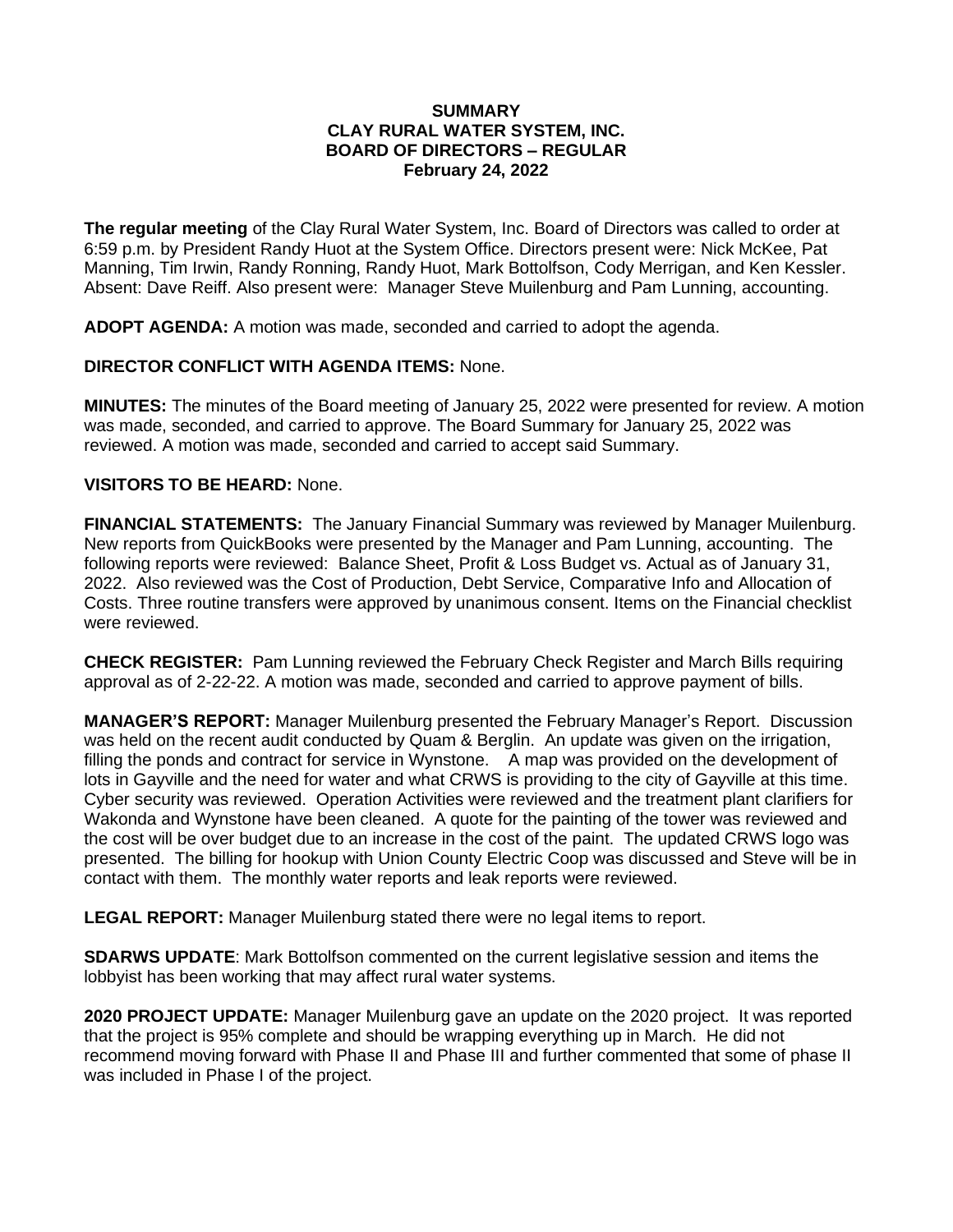**SUMMARY**
**CLAY RURAL WATER SYSTEM, INC.**
**BOARD OF DIRECTORS – REGULAR**
**February 24, 2022**

**The regular meeting** of the Clay Rural Water System, Inc. Board of Directors was called to order at 6:59 p.m. by President Randy Huot at the System Office. Directors present were: Nick McKee, Pat Manning, Tim Irwin, Randy Ronning, Randy Huot, Mark Bottolfson, Cody Merrigan, and Ken Kessler. Absent: Dave Reiff. Also present were: Manager Steve Muilenburg and Pam Lunning, accounting.

**ADOPT AGENDA:** A motion was made, seconded and carried to adopt the agenda.

**DIRECTOR CONFLICT WITH AGENDA ITEMS:** None.

**MINUTES:** The minutes of the Board meeting of January 25, 2022 were presented for review. A motion was made, seconded, and carried to approve. The Board Summary for January 25, 2022 was reviewed. A motion was made, seconded and carried to accept said Summary.

**VISITORS TO BE HEARD:** None.

**FINANCIAL STATEMENTS:** The January Financial Summary was reviewed by Manager Muilenburg. New reports from QuickBooks were presented by the Manager and Pam Lunning, accounting. The following reports were reviewed: Balance Sheet, Profit & Loss Budget vs. Actual as of January 31, 2022. Also reviewed was the Cost of Production, Debt Service, Comparative Info and Allocation of Costs. Three routine transfers were approved by unanimous consent. Items on the Financial checklist were reviewed.

**CHECK REGISTER:** Pam Lunning reviewed the February Check Register and March Bills requiring approval as of 2-22-22. A motion was made, seconded and carried to approve payment of bills.

**MANAGER'S REPORT:** Manager Muilenburg presented the February Manager's Report. Discussion was held on the recent audit conducted by Quam & Berglin. An update was given on the irrigation, filling the ponds and contract for service in Wynstone. A map was provided on the development of lots in Gayville and the need for water and what CRWS is providing to the city of Gayville at this time. Cyber security was reviewed. Operation Activities were reviewed and the treatment plant clarifiers for Wakonda and Wynstone have been cleaned. A quote for the painting of the tower was reviewed and the cost will be over budget due to an increase in the cost of the paint. The updated CRWS logo was presented. The billing for hookup with Union County Electric Coop was discussed and Steve will be in contact with them. The monthly water reports and leak reports were reviewed.

**LEGAL REPORT:** Manager Muilenburg stated there were no legal items to report.

**SDARWS UPDATE**: Mark Bottolfson commented on the current legislative session and items the lobbyist has been working that may affect rural water systems.

**2020 PROJECT UPDATE:** Manager Muilenburg gave an update on the 2020 project. It was reported that the project is 95% complete and should be wrapping everything up in March. He did not recommend moving forward with Phase II and Phase III and further commented that some of phase II was included in Phase I of the project.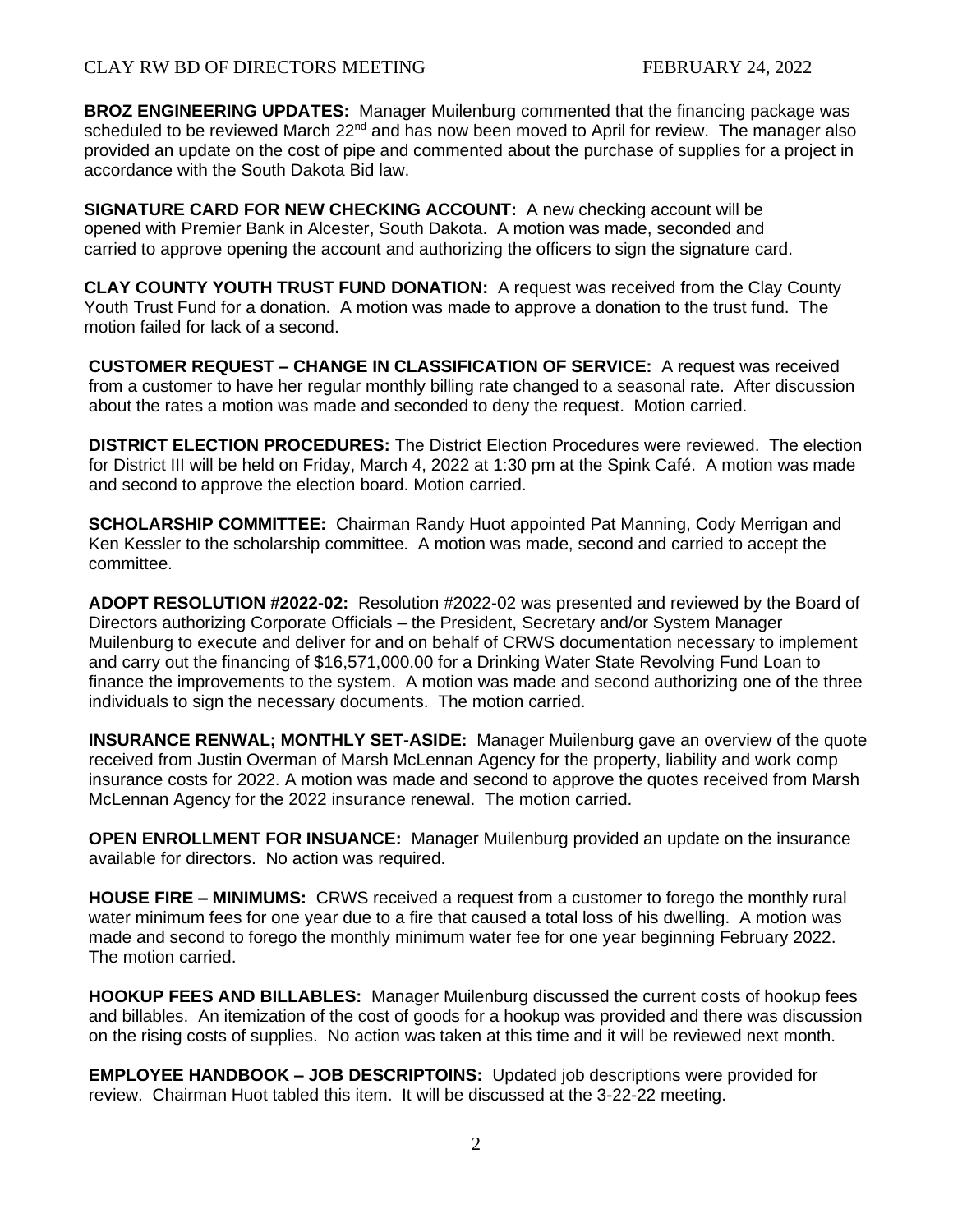**BROZ ENGINEERING UPDATES:** Manager Muilenburg commented that the financing package was scheduled to be reviewed March 22nd and has now been moved to April for review. The manager also provided an update on the cost of pipe and commented about the purchase of supplies for a project in accordance with the South Dakota Bid law.

**SIGNATURE CARD FOR NEW CHECKING ACCOUNT:** A new checking account will be opened with Premier Bank in Alcester, South Dakota. A motion was made, seconded and carried to approve opening the account and authorizing the officers to sign the signature card.

**CLAY COUNTY YOUTH TRUST FUND DONATION:** A request was received from the Clay County Youth Trust Fund for a donation. A motion was made to approve a donation to the trust fund. The motion failed for lack of a second.

**CUSTOMER REQUEST – CHANGE IN CLASSIFICATION OF SERVICE:** A request was received from a customer to have her regular monthly billing rate changed to a seasonal rate. After discussion about the rates a motion was made and seconded to deny the request. Motion carried.

**DISTRICT ELECTION PROCEDURES:** The District Election Procedures were reviewed. The election for District III will be held on Friday, March 4, 2022 at 1:30 pm at the Spink Café. A motion was made and second to approve the election board. Motion carried.

**SCHOLARSHIP COMMITTEE:** Chairman Randy Huot appointed Pat Manning, Cody Merrigan and Ken Kessler to the scholarship committee. A motion was made, second and carried to accept the committee.

**ADOPT RESOLUTION #2022-02:** Resolution #2022-02 was presented and reviewed by the Board of Directors authorizing Corporate Officials – the President, Secretary and/or System Manager Muilenburg to execute and deliver for and on behalf of CRWS documentation necessary to implement and carry out the financing of $16,571,000.00 for a Drinking Water State Revolving Fund Loan to finance the improvements to the system. A motion was made and second authorizing one of the three individuals to sign the necessary documents. The motion carried.

**INSURANCE RENWAL; MONTHLY SET-ASIDE:** Manager Muilenburg gave an overview of the quote received from Justin Overman of Marsh McLennan Agency for the property, liability and work comp insurance costs for 2022. A motion was made and second to approve the quotes received from Marsh McLennan Agency for the 2022 insurance renewal. The motion carried.

**OPEN ENROLLMENT FOR INSUANCE:** Manager Muilenburg provided an update on the insurance available for directors. No action was required.

**HOUSE FIRE – MINIMUMS:** CRWS received a request from a customer to forego the monthly rural water minimum fees for one year due to a fire that caused a total loss of his dwelling. A motion was made and second to forego the monthly minimum water fee for one year beginning February 2022. The motion carried.

**HOOKUP FEES AND BILLABLES:** Manager Muilenburg discussed the current costs of hookup fees and billables. An itemization of the cost of goods for a hookup was provided and there was discussion on the rising costs of supplies. No action was taken at this time and it will be reviewed next month.

**EMPLOYEE HANDBOOK – JOB DESCRIPTOINS:** Updated job descriptions were provided for review. Chairman Huot tabled this item. It will be discussed at the 3-22-22 meeting.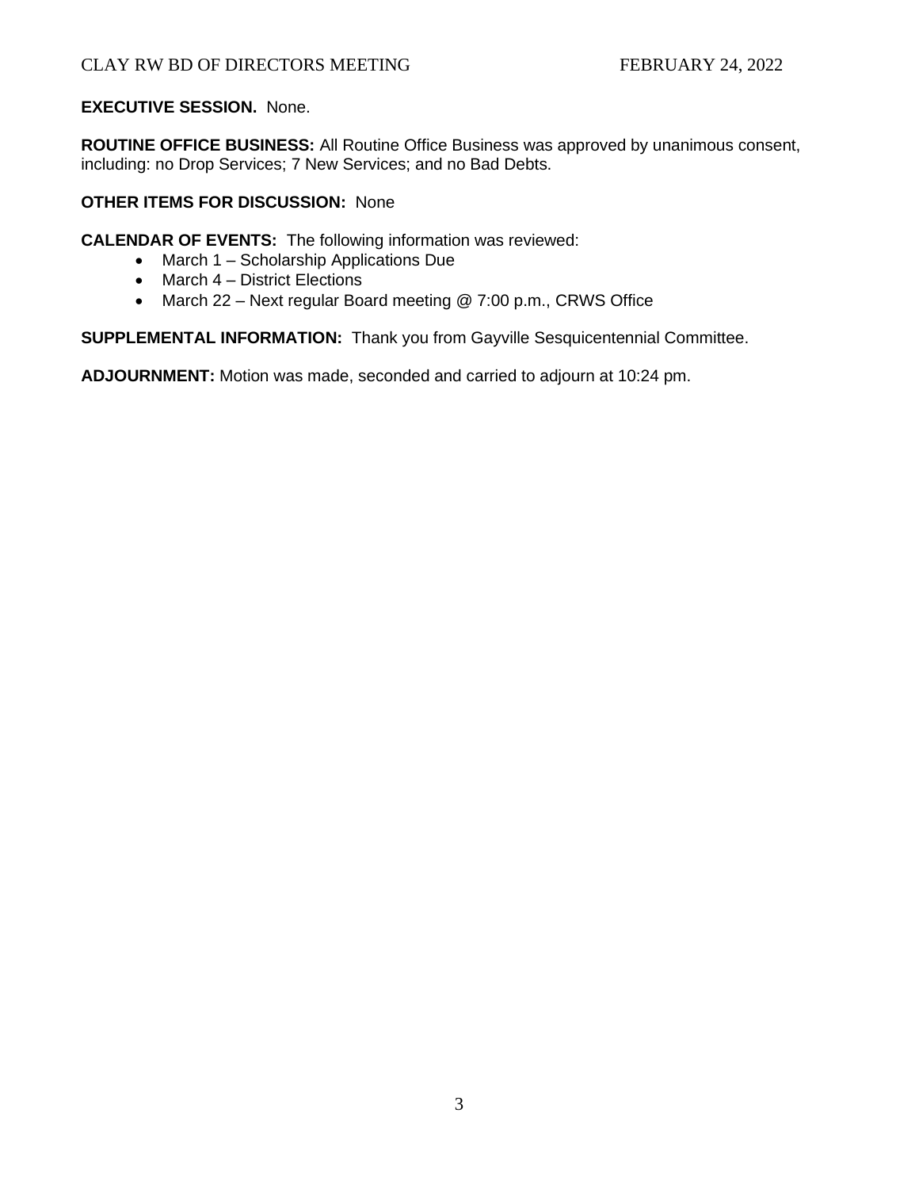**EXECUTIVE SESSION.** None.

**ROUTINE OFFICE BUSINESS:** All Routine Office Business was approved by unanimous consent, including: no Drop Services; 7 New Services; and no Bad Debts.

**OTHER ITEMS FOR DISCUSSION:** None

**CALENDAR OF EVENTS:** The following information was reviewed:

- March 1 – Scholarship Applications Due
- March 4 – District Elections
- March 22 – Next regular Board meeting @ 7:00 p.m., CRWS Office

**SUPPLEMENTAL INFORMATION:** Thank you from Gayville Sesquicentennial Committee.

**ADJOURNMENT:** Motion was made, seconded and carried to adjourn at 10:24 pm.